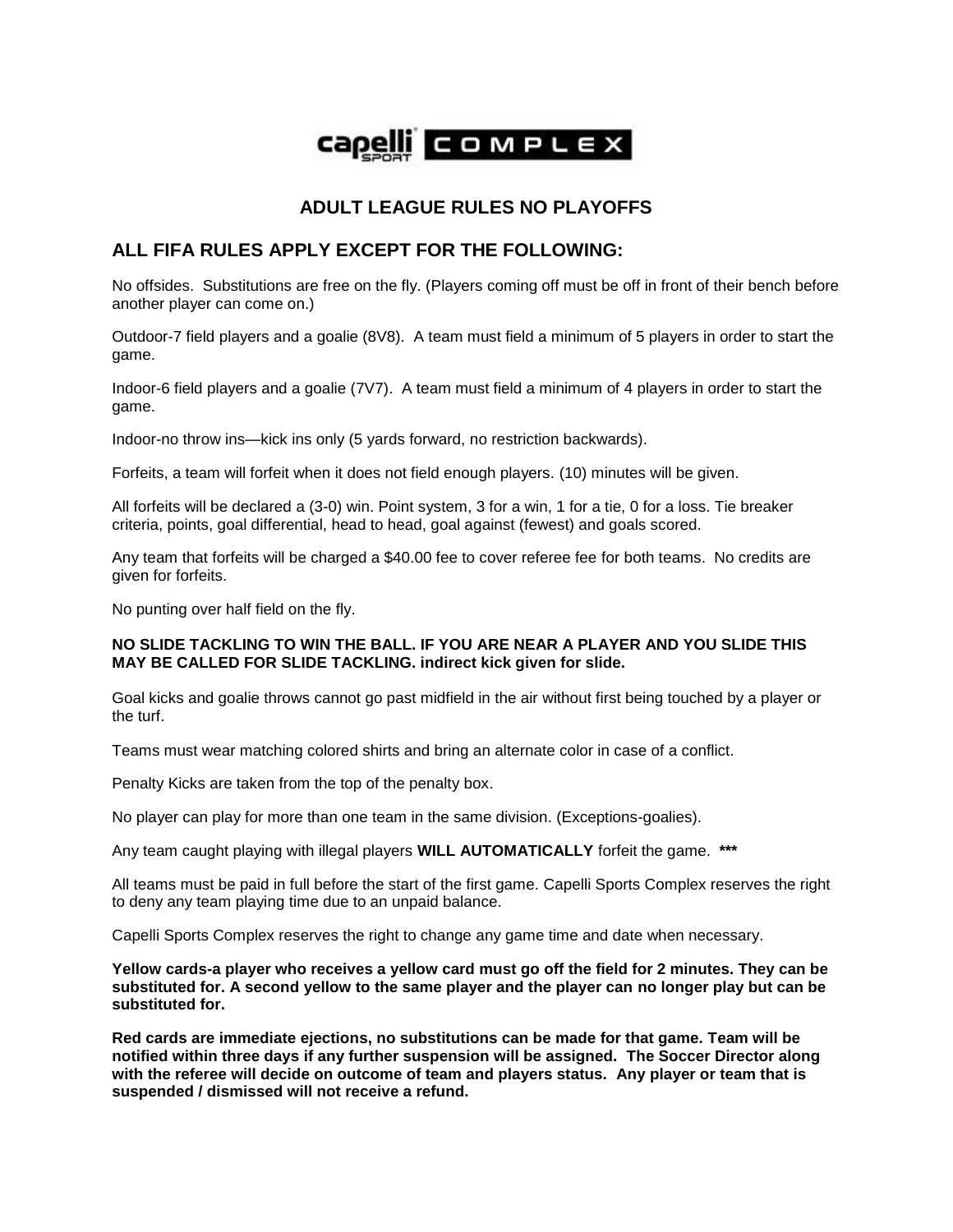# ADULT LEAGUE RULES NO PLAYOFFS

## ALL FIFA RULES APPLY EXCEPT FOR THE FOLLOWING:

No offsides. Substitutions are free on the fly. (Players coming off must be off in front of their bench before another player can come on.)

Outdoor-7 field players and a goalie (8V8). A team must field a minimum of 5 players in order to start the game.

Indoor-6 field players and a goalie (7V7). A team must field a minimum of 4 players in order to start the game.

Indoor-no throw ins—kick ins only (5 yards forward, no restriction backwards).

Forfeits, a team will forfeit when it does not field enough players. (10) minutes will be given.

All forfeits will be declared a (3-0) win. Point system, 3 for a win, 1 for a tie, 0 for a loss. Tie breaker criteria, points, goal differential, head to head, goal against (fewest) and goals scored.

Any team that forfeits will be charged a $40.00 fee to cover referee fee for both teams. No credits are given for forfeits.

No punting over half field on the fly.

**NO SLIDE TACKLING TO WIN THE BALL. IF YOU ARE NEAR A PLAYER AND YOU SLIDE THIS MAY BE CALLED FOR SLIDE TACKLING. indirect kick given for slide.**

Goal kicks and goalie throws cannot go past midfield in the air without first being touched by a player or the turf.

Teams must wear matching colored shirts and bring an alternate color in case of a conflict.

Penalty Kicks are taken from the top of the penalty box.

No player can play for more than one team in the same division. (Exceptions-goalies).

Any team caught playing with illegal players **WILL AUTOMATICALLY** forfeit the game. **\*\*\***

All teams must be paid in full before the start of the first game. Capelli Sports Complex reserves the right to deny any team playing time due to an unpaid balance.

Capelli Sports Complex reserves the right to change any game time and date when necessary.

**Yellow cards-a player who receives a yellow card must go off the field for 2 minutes. They can be substituted for. A second yellow to the same player and the player can no longer play but can be substituted for.**

**Red cards are immediate ejections, no substitutions can be made for that game. Team will be notified within three days if any further suspension will be assigned. The Soccer Director along with the referee will decide on outcome of team and players status. Any player or team that is suspended / dismissed will not receive a refund.**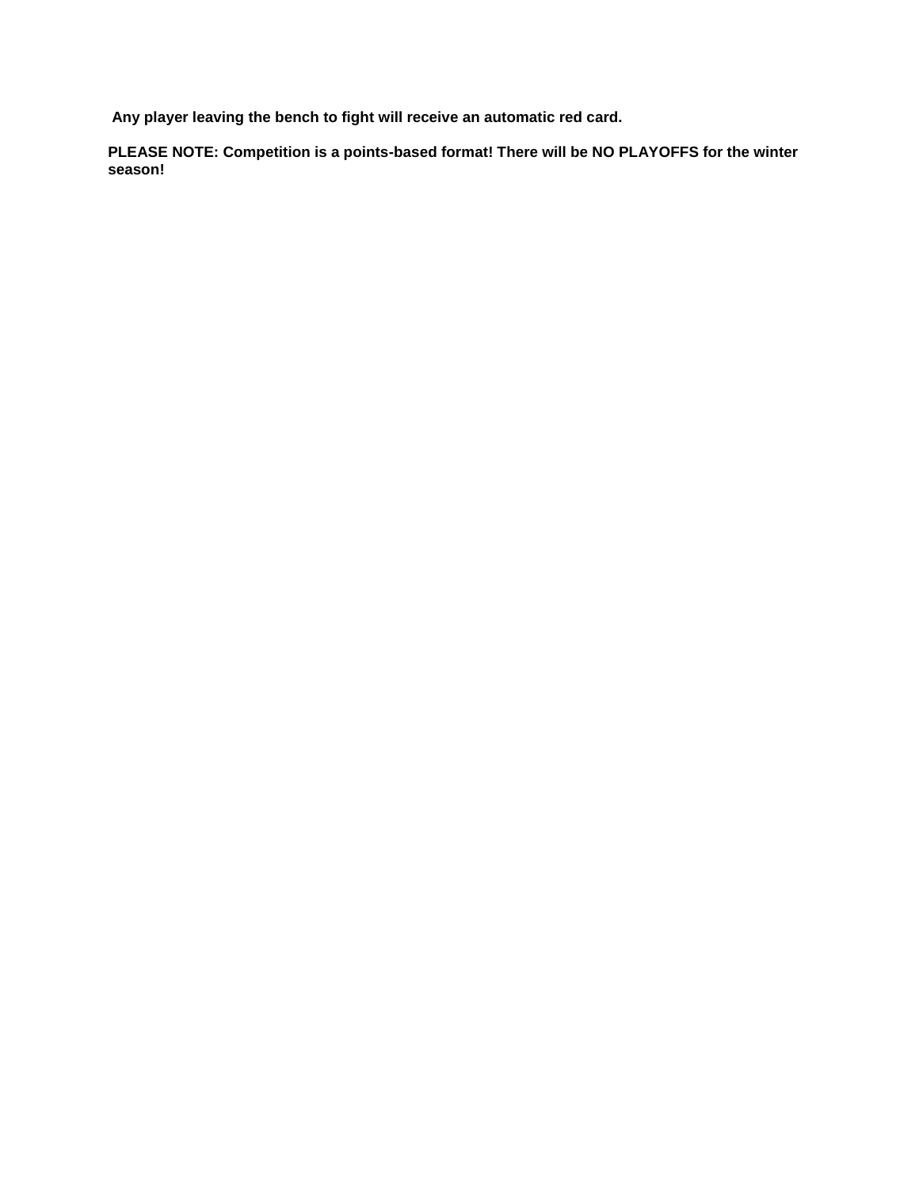**Any player leaving the bench to fight will receive an automatic red card.**

**PLEASE NOTE: Competition is a points-based format! There will be NO PLAYOFFS for the winter season!**